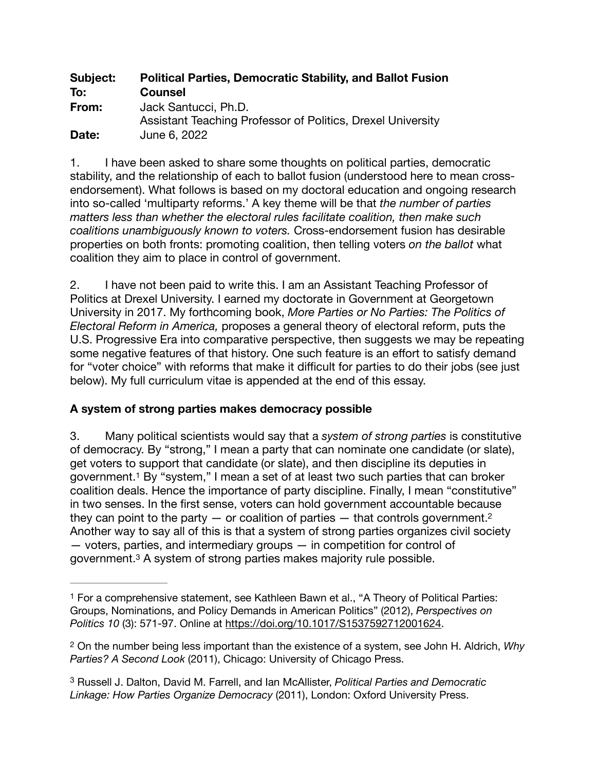| | |
|---|---|
| **Subject:** | **Political Parties, Democratic Stability, and Ballot Fusion** |
| **To:** | **Counsel** |
| **From:** | Jack Santucci, Ph.D.<br>Assistant Teaching Professor of Politics, Drexel University |
| **Date:** | June 6, 2022 |

1. I have been asked to share some thoughts on political parties, democratic stability, and the relationship of each to ballot fusion (understood here to mean cross-endorsement). What follows is based on my doctoral education and ongoing research into so-called 'multiparty reforms.' A key theme will be that *the number of parties matters less than whether the electoral rules facilitate coalition, then make such coalitions unambiguously known to voters.* Cross-endorsement fusion has desirable properties on both fronts: promoting coalition, then telling voters *on the ballot* what coalition they aim to place in control of government.

2. I have not been paid to write this. I am an Assistant Teaching Professor of Politics at Drexel University. I earned my doctorate in Government at Georgetown University in 2017. My forthcoming book, *More Parties or No Parties: The Politics of Electoral Reform in America,* proposes a general theory of electoral reform, puts the U.S. Progressive Era into comparative perspective, then suggests we may be repeating some negative features of that history. One such feature is an effort to satisfy demand for "voter choice" with reforms that make it difficult for parties to do their jobs (see just below). My full curriculum vitae is appended at the end of this essay.

## A system of strong parties makes democracy possible

3. Many political scientists would say that a *system of strong parties* is constitutive of democracy. By "strong," I mean a party that can nominate one candidate (or slate), get voters to support that candidate (or slate), and then discipline its deputies in government.[1] By "system," I mean a set of at least two such parties that can broker coalition deals. Hence the importance of party discipline. Finally, I mean "constitutive" in two senses. In the first sense, voters can hold government accountable because they can point to the party — or coalition of parties — that controls government.[2] Another way to say all of this is that a system of strong parties organizes civil society — voters, parties, and intermediary groups — in competition for control of government.[3] A system of strong parties makes majority rule possible.

---

[1] For a comprehensive statement, see Kathleen Bawn et al., "A Theory of Political Parties: Groups, Nominations, and Policy Demands in American Politics" (2012), *Perspectives on Politics 10* (3): 571-97. Online at https://doi.org/10.1017/S1537592712001624.

[2] On the number being less important than the existence of a system, see John H. Aldrich, *Why Parties? A Second Look* (2011), Chicago: University of Chicago Press.

[3] Russell J. Dalton, David M. Farrell, and Ian McAllister, *Political Parties and Democratic Linkage: How Parties Organize Democracy* (2011), London: Oxford University Press.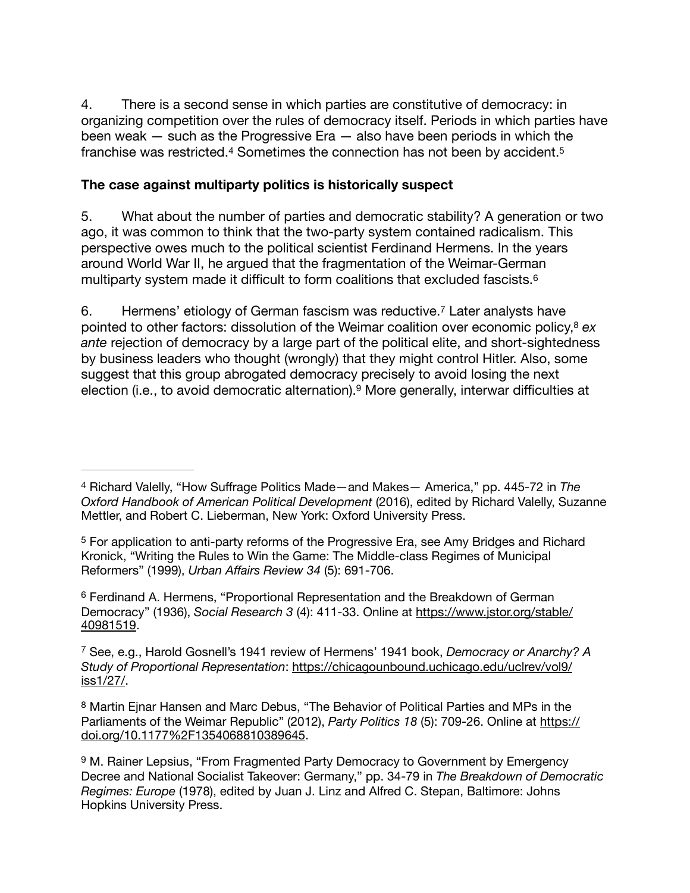4. There is a second sense in which parties are constitutive of democracy: in organizing competition over the rules of democracy itself. Periods in which parties have been weak — such as the Progressive Era — also have been periods in which the franchise was restricted.[4] Sometimes the connection has not been by accident.[5]

**The case against multiparty politics is historically suspect**

5. What about the number of parties and democratic stability? A generation or two ago, it was common to think that the two-party system contained radicalism. This perspective owes much to the political scientist Ferdinand Hermens. In the years around World War II, he argued that the fragmentation of the Weimar-German multiparty system made it difficult to form coalitions that excluded fascists.[6]

6. Hermens' etiology of German fascism was reductive.[7] Later analysts have pointed to other factors: dissolution of the Weimar coalition over economic policy,[8] *ex ante* rejection of democracy by a large part of the political elite, and short-sightedness by business leaders who thought (wrongly) that they might control Hitler. Also, some suggest that this group abrogated democracy precisely to avoid losing the next election (i.e., to avoid democratic alternation).[9] More generally, interwar difficulties at

---

[4] Richard Valelly, "How Suffrage Politics Made—and Makes— America," pp. 445-72 in *The Oxford Handbook of American Political Development* (2016), edited by Richard Valelly, Suzanne Mettler, and Robert C. Lieberman, New York: Oxford University Press.

[5] For application to anti-party reforms of the Progressive Era, see Amy Bridges and Richard Kronick, "Writing the Rules to Win the Game: The Middle-class Regimes of Municipal Reformers" (1999), *Urban Affairs Review 34* (5): 691-706.

[6] Ferdinand A. Hermens, "Proportional Representation and the Breakdown of German Democracy" (1936), *Social Research 3* (4): 411-33. Online at https://www.jstor.org/stable/40981519.

[7] See, e.g., Harold Gosnell's 1941 review of Hermens' 1941 book, *Democracy or Anarchy? A Study of Proportional Representation*: https://chicagounbound.uchicago.edu/uclrev/vol9/iss1/27/.

[8] Martin Ejnar Hansen and Marc Debus, "The Behavior of Political Parties and MPs in the Parliaments of the Weimar Republic" (2012), *Party Politics 18* (5): 709-26. Online at https://doi.org/10.1177%2F1354068810389645.

[9] M. Rainer Lepsius, "From Fragmented Party Democracy to Government by Emergency Decree and National Socialist Takeover: Germany," pp. 34-79 in *The Breakdown of Democratic Regimes: Europe* (1978), edited by Juan J. Linz and Alfred C. Stepan, Baltimore: Johns Hopkins University Press.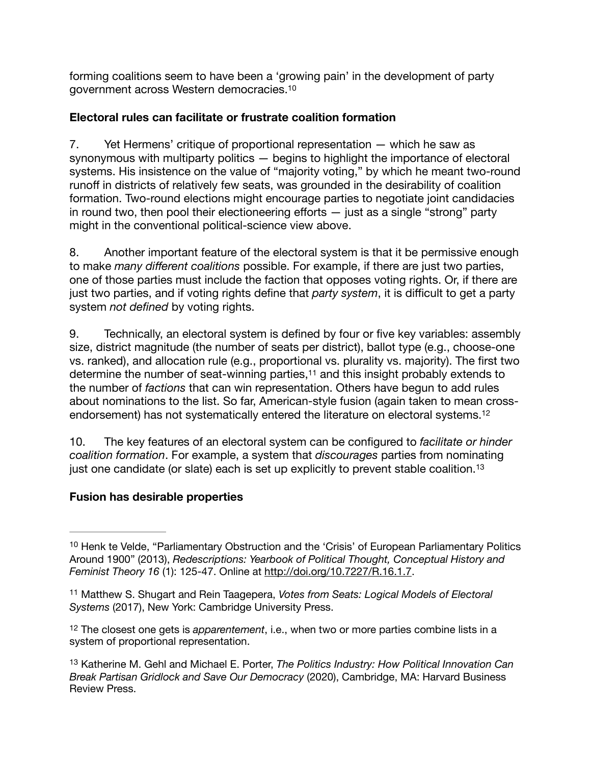forming coalitions seem to have been a 'growing pain' in the development of party government across Western democracies.[10]

**Electoral rules can facilitate or frustrate coalition formation**

7. Yet Hermens' critique of proportional representation — which he saw as synonymous with multiparty politics — begins to highlight the importance of electoral systems. His insistence on the value of "majority voting," by which he meant two-round runoff in districts of relatively few seats, was grounded in the desirability of coalition formation. Two-round elections might encourage parties to negotiate joint candidacies in round two, then pool their electioneering efforts — just as a single "strong" party might in the conventional political-science view above.

8. Another important feature of the electoral system is that it be permissive enough to make *many different coalitions* possible. For example, if there are just two parties, one of those parties must include the faction that opposes voting rights. Or, if there are just two parties, and if voting rights define that *party system*, it is difficult to get a party system *not defined* by voting rights.

9. Technically, an electoral system is defined by four or five key variables: assembly size, district magnitude (the number of seats per district), ballot type (e.g., choose-one vs. ranked), and allocation rule (e.g., proportional vs. plurality vs. majority). The first two determine the number of seat-winning parties,[11] and this insight probably extends to the number of *factions* that can win representation. Others have begun to add rules about nominations to the list. So far, American-style fusion (again taken to mean cross-endorsement) has not systematically entered the literature on electoral systems.[12]

10. The key features of an electoral system can be configured to *facilitate or hinder coalition formation*. For example, a system that *discourages* parties from nominating just one candidate (or slate) each is set up explicitly to prevent stable coalition.[13]

**Fusion has desirable properties**

---

[10] Henk te Velde, "Parliamentary Obstruction and the 'Crisis' of European Parliamentary Politics Around 1900" (2013), *Redescriptions: Yearbook of Political Thought, Conceptual History and Feminist Theory 16* (1): 125-47. Online at http://doi.org/10.7227/R.16.1.7.

[11] Matthew S. Shugart and Rein Taagepera, *Votes from Seats: Logical Models of Electoral Systems* (2017), New York: Cambridge University Press.

[12] The closest one gets is *apparentement*, i.e., when two or more parties combine lists in a system of proportional representation.

[13] Katherine M. Gehl and Michael E. Porter, *The Politics Industry: How Political Innovation Can Break Partisan Gridlock and Save Our Democracy* (2020), Cambridge, MA: Harvard Business Review Press.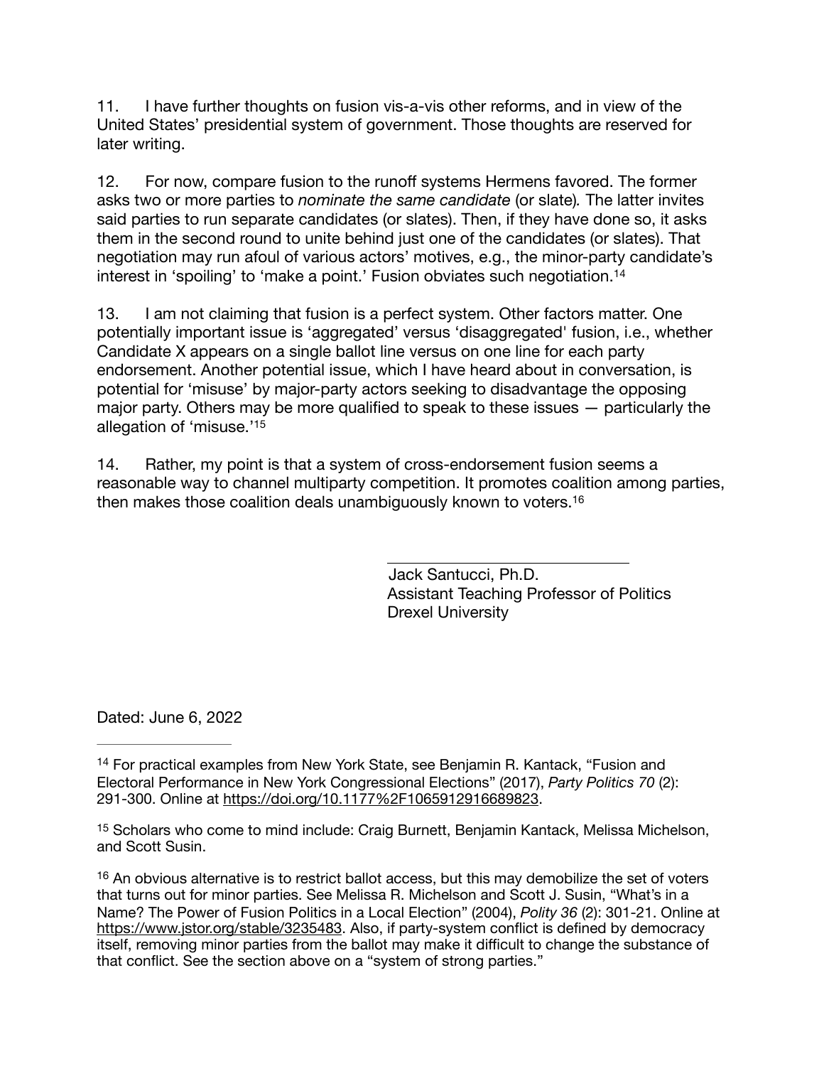11. I have further thoughts on fusion vis-a-vis other reforms, and in view of the United States' presidential system of government. Those thoughts are reserved for later writing.

12. For now, compare fusion to the runoff systems Hermens favored. The former asks two or more parties to *nominate the same candidate* (or slate)*.* The latter invites said parties to run separate candidates (or slates). Then, if they have done so, it asks them in the second round to unite behind just one of the candidates (or slates). That negotiation may run afoul of various actors' motives, e.g., the minor-party candidate's interest in 'spoiling' to 'make a point.' Fusion obviates such negotiation.[14]

13. I am not claiming that fusion is a perfect system. Other factors matter. One potentially important issue is 'aggregated' versus 'disaggregated' fusion, i.e., whether Candidate X appears on a single ballot line versus on one line for each party endorsement. Another potential issue, which I have heard about in conversation, is potential for 'misuse' by major-party actors seeking to disadvantage the opposing major party. Others may be more qualified to speak to these issues — particularly the allegation of 'misuse.'[15]

14. Rather, my point is that a system of cross-endorsement fusion seems a reasonable way to channel multiparty competition. It promotes coalition among parties, then makes those coalition deals unambiguously known to voters.[16]

Jack Santucci, Ph.D.
Assistant Teaching Professor of Politics
Drexel University

Dated: June 6, 2022

---

[14] For practical examples from New York State, see Benjamin R. Kantack, "Fusion and Electoral Performance in New York Congressional Elections" (2017), *Party Politics 70* (2): 291-300. Online at https://doi.org/10.1177%2F1065912916689823.

[15] Scholars who come to mind include: Craig Burnett, Benjamin Kantack, Melissa Michelson, and Scott Susin.

[16] An obvious alternative is to restrict ballot access, but this may demobilize the set of voters that turns out for minor parties. See Melissa R. Michelson and Scott J. Susin, "What's in a Name? The Power of Fusion Politics in a Local Election" (2004), *Polity 36* (2): 301-21. Online at https://www.jstor.org/stable/3235483. Also, if party-system conflict is defined by democracy itself, removing minor parties from the ballot may make it difficult to change the substance of that conflict. See the section above on a "system of strong parties."